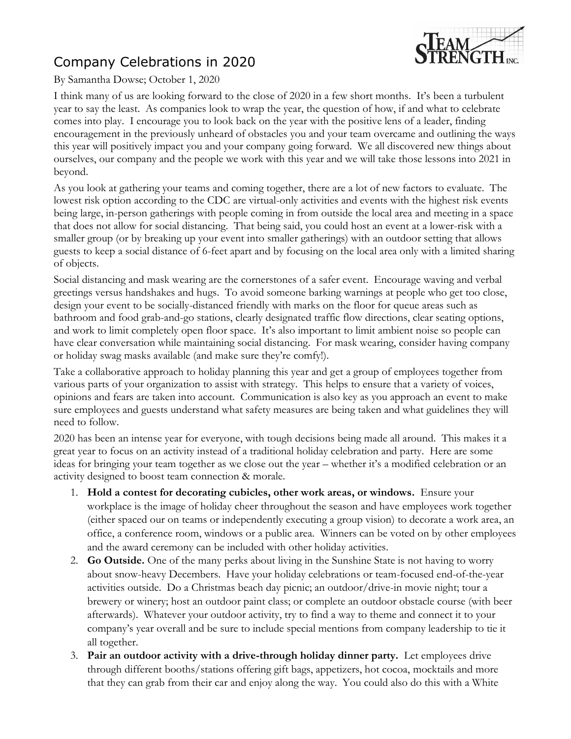# Company Celebrations in 2020

By Samantha Dowse; October 1, 2020

I think many of us are looking forward to the close of 2020 in a few short months. It's been a turbulent year to say the least. As companies look to wrap the year, the question of how, if and what to celebrate comes into play. I encourage you to look back on the year with the positive lens of a leader, finding encouragement in the previously unheard of obstacles you and your team overcame and outlining the ways this year will positively impact you and your company going forward. We all discovered new things about ourselves, our company and the people we work with this year and we will take those lessons into 2021 in beyond.

As you look at gathering your teams and coming together, there are a lot of new factors to evaluate. The lowest risk option according to the CDC are virtual-only activities and events with the highest risk events being large, in-person gatherings with people coming in from outside the local area and meeting in a space that does not allow for social distancing. That being said, you could host an event at a lower-risk with a smaller group (or by breaking up your event into smaller gatherings) with an outdoor setting that allows guests to keep a social distance of 6-feet apart and by focusing on the local area only with a limited sharing of objects.

Social distancing and mask wearing are the cornerstones of a safer event. Encourage waving and verbal greetings versus handshakes and hugs. To avoid someone barking warnings at people who get too close, design your event to be socially-distanced friendly with marks on the floor for queue areas such as bathroom and food grab-and-go stations, clearly designated traffic flow directions, clear seating options, and work to limit completely open floor space. It's also important to limit ambient noise so people can have clear conversation while maintaining social distancing. For mask wearing, consider having company or holiday swag masks available (and make sure they're comfy!).

Take a collaborative approach to holiday planning this year and get a group of employees together from various parts of your organization to assist with strategy. This helps to ensure that a variety of voices, opinions and fears are taken into account. Communication is also key as you approach an event to make sure employees and guests understand what safety measures are being taken and what guidelines they will need to follow.

2020 has been an intense year for everyone, with tough decisions being made all around. This makes it a great year to focus on an activity instead of a traditional holiday celebration and party. Here are some ideas for bringing your team together as we close out the year – whether it's a modified celebration or an activity designed to boost team connection & morale.

1. **Hold a contest for decorating cubicles, other work areas, or windows.** Ensure your workplace is the image of holiday cheer throughout the season and have employees work together (either spaced our on teams or independently executing a group vision) to decorate a work area, an office, a conference room, windows or a public area. Winners can be voted on by other employees and the award ceremony can be included with other holiday activities.
2. **Go Outside.** One of the many perks about living in the Sunshine State is not having to worry about snow-heavy Decembers. Have your holiday celebrations or team-focused end-of-the-year activities outside. Do a Christmas beach day picnic; an outdoor/drive-in movie night; tour a brewery or winery; host an outdoor paint class; or complete an outdoor obstacle course (with beer afterwards). Whatever your outdoor activity, try to find a way to theme and connect it to your company's year overall and be sure to include special mentions from company leadership to tie it all together.
3. **Pair an outdoor activity with a drive-through holiday dinner party.** Let employees drive through different booths/stations offering gift bags, appetizers, hot cocoa, mocktails and more that they can grab from their car and enjoy along the way. You could also do this with a White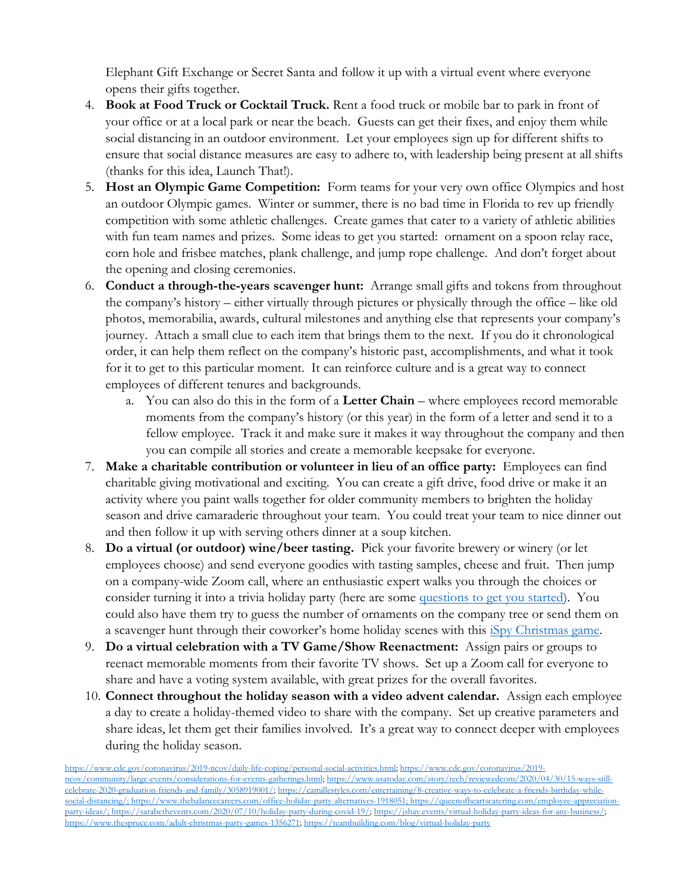Elephant Gift Exchange or Secret Santa and follow it up with a virtual event where everyone opens their gifts together.

4. **Book at Food Truck or Cocktail Truck.** Rent a food truck or mobile bar to park in front of your office or at a local park or near the beach. Guests can get their fixes, and enjoy them while social distancing in an outdoor environment. Let your employees sign up for different shifts to ensure that social distance measures are easy to adhere to, with leadership being present at all shifts (thanks for this idea, Launch That!).
5. **Host an Olympic Game Competition:** Form teams for your very own office Olympics and host an outdoor Olympic games. Winter or summer, there is no bad time in Florida to rev up friendly competition with some athletic challenges. Create games that cater to a variety of athletic abilities with fun team names and prizes. Some ideas to get you started: ornament on a spoon relay race, corn hole and frisbee matches, plank challenge, and jump rope challenge. And don't forget about the opening and closing ceremonies.
6. **Conduct a through-the-years scavenger hunt:** Arrange small gifts and tokens from throughout the company's history – either virtually through pictures or physically through the office – like old photos, memorabilia, awards, cultural milestones and anything else that represents your company's journey. Attach a small clue to each item that brings them to the next. If you do it chronological order, it can help them reflect on the company's historic past, accomplishments, and what it took for it to get to this particular moment. It can reinforce culture and is a great way to connect employees of different tenures and backgrounds.
    a. You can also do this in the form of a **Letter Chain** – where employees record memorable moments from the company's history (or this year) in the form of a letter and send it to a fellow employee. Track it and make sure it makes it way throughout the company and then you can compile all stories and create a memorable keepsake for everyone.
7. **Make a charitable contribution or volunteer in lieu of an office party:** Employees can find charitable giving motivational and exciting. You can create a gift drive, food drive or make it an activity where you paint walls together for older community members to brighten the holiday season and drive camaraderie throughout your team. You could treat your team to nice dinner out and then follow it up with serving others dinner at a soup kitchen.
8. **Do a virtual (or outdoor) wine/beer tasting.** Pick your favorite brewery or winery (or let employees choose) and send everyone goodies with tasting samples, cheese and fruit. Then jump on a company-wide Zoom call, where an enthusiastic expert walks you through the choices or consider turning it into a trivia holiday party (here are some questions to get you started). You could also have them try to guess the number of ornaments on the company tree or send them on a scavenger hunt through their coworker's home holiday scenes with this iSpy Christmas game.
9. **Do a virtual celebration with a TV Game/Show Reenactment:** Assign pairs or groups to reenact memorable moments from their favorite TV shows. Set up a Zoom call for everyone to share and have a voting system available, with great prizes for the overall favorites.
10. **Connect throughout the holiday season with a video advent calendar.** Assign each employee a day to create a holiday-themed video to share with the company. Set up creative parameters and share ideas, let them get their families involved. It's a great way to connect deeper with employees during the holiday season.

https://www.cdc.gov/coronavirus/2019-ncov/daily-life-coping/personal-social-activities.html; https://www.cdc.gov/coronavirus/2019-ncov/community/large-events/considerations-for-events-gatherings.html; https://www.usatoday.com/story/tech/reviewedcom/2020/04/30/15-ways-still-celebrate-2020-graduation-friends-and-family/3058919001/; https://camillestyles.com/entertaining/8-creative-ways-to-celebrate-a-friends-birthday-while-social-distancing/; https://www.thebalancecareers.com/office-holiday-party-alternatives-1918051; https://queenofheartscatering.com/employee-appreciation-party-ideas/; https://sarabethevents.com/2020/07/10/holiday-party-during-covid-19/; https://jshay.events/virtual-holiday-party-ideas-for-any-business/; https://www.thespruce.com/adult-christmas-party-games-1356271; https://teambuilding.com/blog/virtual-holiday-party